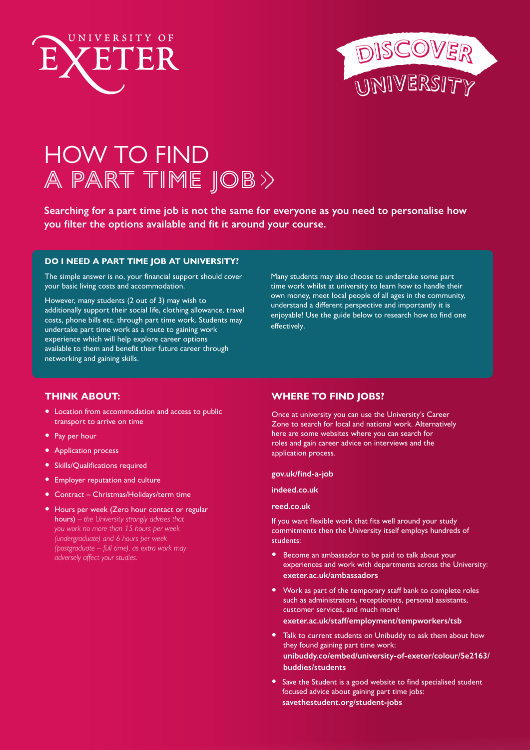# HOW TO FIND A PART TIME JOB

**Searching for a part time job is not the same for everyone as you need to personalise how you filter the options available and fit it around your course.**

## DO I NEED A PART TIME JOB AT UNIVERSITY?

The simple answer is no, your financial support should cover your basic living costs and accommodation.

However, many students (2 out of 3) may wish to additionally support their social life, clothing allowance, travel costs, phone bills etc. through part time work. Students may undertake part time work as a route to gaining work experience which will help explore career options available to them and benefit their future career through networking and gaining skills.

Many students may also choose to undertake some part time work whilst at university to learn how to handle their own money, meet local people of all ages in the community, understand a different perspective and importantly it is enjoyable! Use the guide below to research how to find one effectively.

## THINK ABOUT:

- Location from accommodation and access to public transport to arrive on time
- Pay per hour
- Application process
- Skills/Qualifications required
- Employer reputation and culture
- Contract – Christmas/Holidays/term time
- Hours per week (Zero hour contact or regular hours) *– the University strongly advises that you work no more than 15 hours per week (undergraduate) and 6 hours per week (postgraduate – full time), as extra work may adversely affect your studies.*

## WHERE TO FIND JOBS?

Once at university you can use the University's Career Zone to search for local and national work. Alternatively here are some websites where you can search for roles and gain career advice on interviews and the application process.

**gov.uk/find-a-job**

**indeed.co.uk**

**reed.co.uk**

If you want flexible work that fits well around your study commitments then the University itself employs hundreds of students:

- Become an ambassador to be paid to talk about your experiences and work with departments across the University: **exeter.ac.uk/ambassadors**
- Work as part of the temporary staff bank to complete roles such as administrators, receptionists, personal assistants, customer services, and much more! **exeter.ac.uk/staff/employment/tempworkers/tsb**
- Talk to current students on Unibuddy to ask them about how they found gaining part time work: **unibuddy.co/embed/university-of-exeter/colour/5e2163/buddies/students**
- Save the Student is a good website to find specialised student focused advice about gaining part time jobs: **savethestudent.org/student-jobs**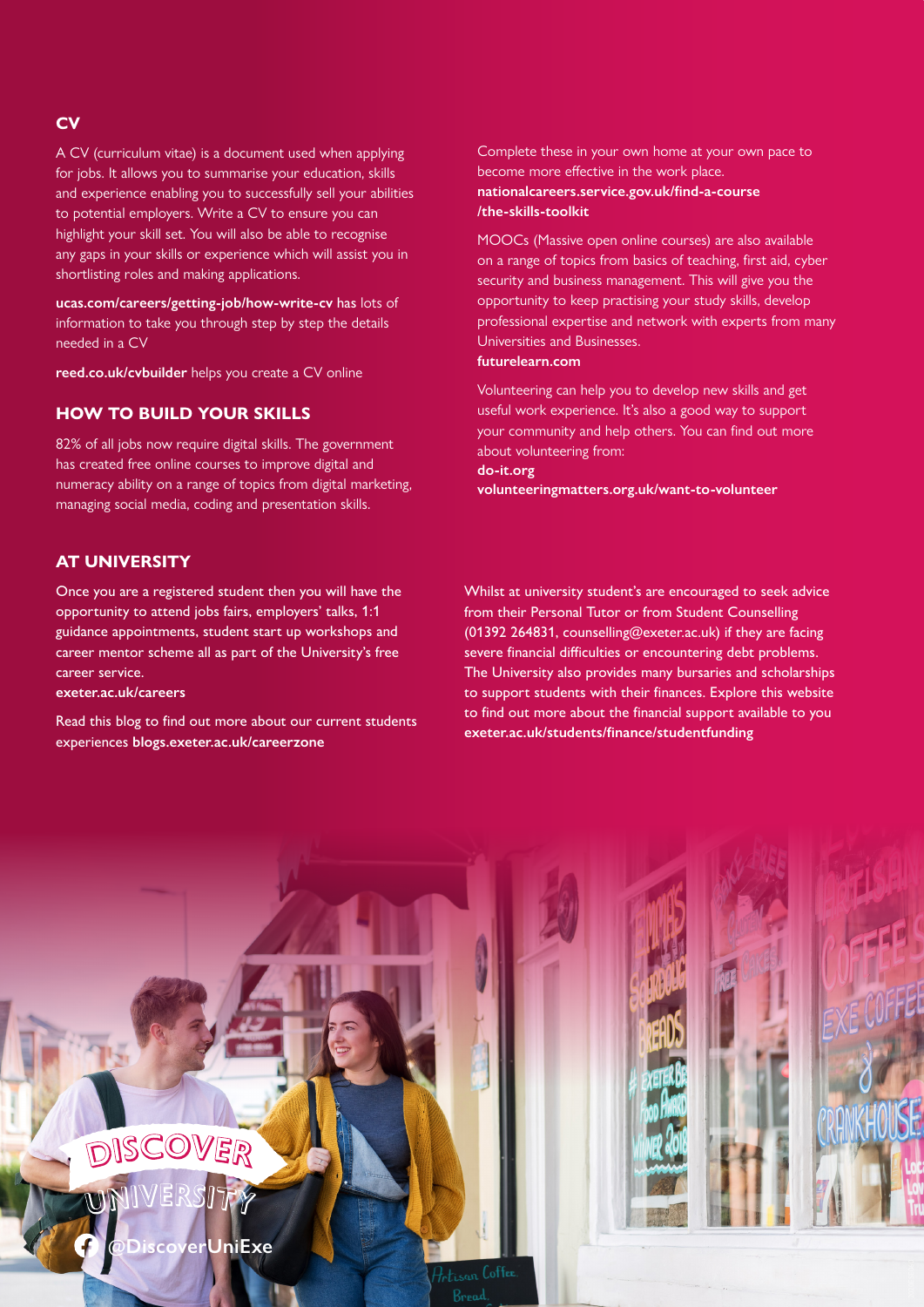## CV

A CV (curriculum vitae) is a document used when applying for jobs. It allows you to summarise your education, skills and experience enabling you to successfully sell your abilities to potential employers. Write a CV to ensure you can highlight your skill set. You will also be able to recognise any gaps in your skills or experience which will assist you in shortlisting roles and making applications.

**ucas.com/careers/getting-job/how-write-cv** has lots of information to take you through step by step the details needed in a CV

**reed.co.uk/cvbuilder** helps you create a CV online

## HOW TO BUILD YOUR SKILLS

82% of all jobs now require digital skills. The government has created free online courses to improve digital and numeracy ability on a range of topics from digital marketing, managing social media, coding and presentation skills.

Complete these in your own home at your own pace to become more effective in the work place.
**nationalcareers.service.gov.uk/find-a-course/the-skills-toolkit**

MOOCs (Massive open online courses) are also available on a range of topics from basics of teaching, first aid, cyber security and business management. This will give you the opportunity to keep practising your study skills, develop professional expertise and network with experts from many Universities and Businesses.
**futurelearn.com**

Volunteering can help you to develop new skills and get useful work experience. It's also a good way to support your community and help others. You can find out more about volunteering from:
**do-it.org**
**volunteeringmatters.org.uk/want-to-volunteer**

## AT UNIVERSITY

Once you are a registered student then you will have the opportunity to attend jobs fairs, employers' talks, 1:1 guidance appointments, student start up workshops and career mentor scheme all as part of the University's free career service.
**exeter.ac.uk/careers**

Read this blog to find out more about our current students experiences **blogs.exeter.ac.uk/careerzone**

Whilst at university student's are encouraged to seek advice from their Personal Tutor or from Student Counselling (01392 264831, counselling@exeter.ac.uk) if they are facing severe financial difficulties or encountering debt problems. The University also provides many bursaries and scholarships to support students with their finances. Explore this website to find out more about the financial support available to you **exeter.ac.uk/students/finance/studentfunding**

DISCOVER UNIVERSITY

@DiscoverUniExe